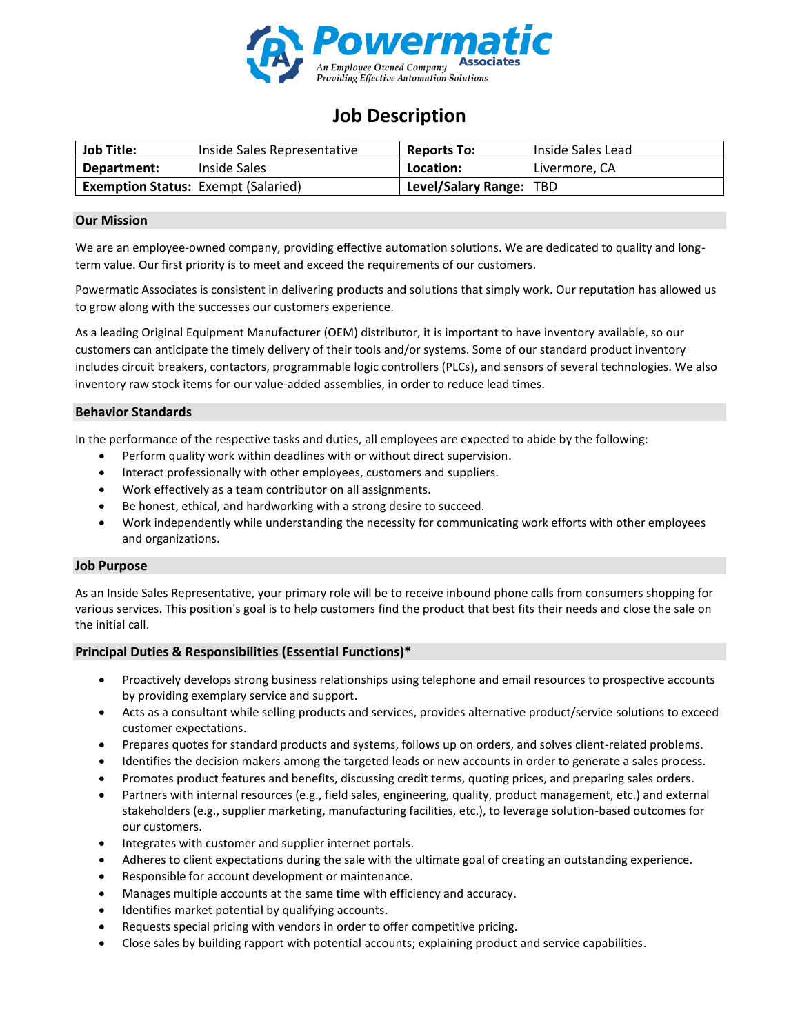# Powermatic Associates

*An Employee Owned Company*
*Providing Effective Automation Solutions*

## Job Description

| **Job Title:** | Inside Sales Representative | **Reports To:** | Inside Sales Lead |
|---|---|---|---|
| **Department:** | Inside Sales | **Location:** | Livermore, CA |
| **Exemption Status:** | Exempt (Salaried) | **Level/Salary Range:** | TBD |

### Our Mission

We are an employee-owned company, providing effective automation solutions. We are dedicated to quality and long-term value. Our first priority is to meet and exceed the requirements of our customers.

Powermatic Associates is consistent in delivering products and solutions that simply work. Our reputation has allowed us to grow along with the successes our customers experience.

As a leading Original Equipment Manufacturer (OEM) distributor, it is important to have inventory available, so our customers can anticipate the timely delivery of their tools and/or systems. Some of our standard product inventory includes circuit breakers, contactors, programmable logic controllers (PLCs), and sensors of several technologies. We also inventory raw stock items for our value-added assemblies, in order to reduce lead times.

### Behavior Standards

In the performance of the respective tasks and duties, all employees are expected to abide by the following:

- Perform quality work within deadlines with or without direct supervision.
- Interact professionally with other employees, customers and suppliers.
- Work effectively as a team contributor on all assignments.
- Be honest, ethical, and hardworking with a strong desire to succeed.
- Work independently while understanding the necessity for communicating work efforts with other employees and organizations.

### Job Purpose

As an Inside Sales Representative, your primary role will be to receive inbound phone calls from consumers shopping for various services. This position's goal is to help customers find the product that best fits their needs and close the sale on the initial call.

### Principal Duties & Responsibilities (Essential Functions)*

- Proactively develops strong business relationships using telephone and email resources to prospective accounts by providing exemplary service and support.
- Acts as a consultant while selling products and services, provides alternative product/service solutions to exceed customer expectations.
- Prepares quotes for standard products and systems, follows up on orders, and solves client-related problems.
- Identifies the decision makers among the targeted leads or new accounts in order to generate a sales process.
- Promotes product features and benefits, discussing credit terms, quoting prices, and preparing sales orders.
- Partners with internal resources (e.g., field sales, engineering, quality, product management, etc.) and external stakeholders (e.g., supplier marketing, manufacturing facilities, etc.), to leverage solution-based outcomes for our customers.
- Integrates with customer and supplier internet portals.
- Adheres to client expectations during the sale with the ultimate goal of creating an outstanding experience.
- Responsible for account development or maintenance.
- Manages multiple accounts at the same time with efficiency and accuracy.
- Identifies market potential by qualifying accounts.
- Requests special pricing with vendors in order to offer competitive pricing.
- Close sales by building rapport with potential accounts; explaining product and service capabilities.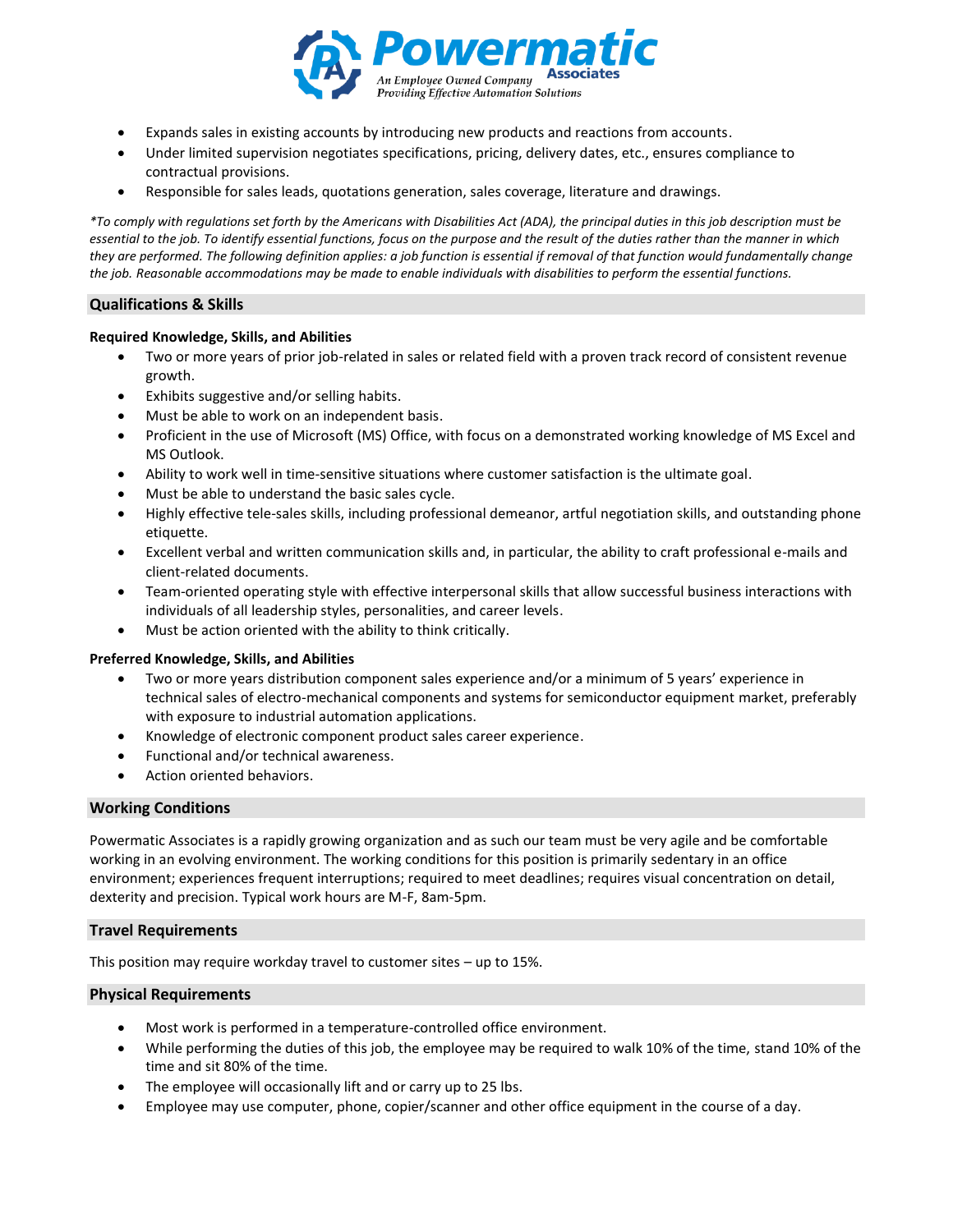- Expands sales in existing accounts by introducing new products and reactions from accounts.
- Under limited supervision negotiates specifications, pricing, delivery dates, etc., ensures compliance to contractual provisions.
- Responsible for sales leads, quotations generation, sales coverage, literature and drawings.

*\*To comply with regulations set forth by the Americans with Disabilities Act (ADA), the principal duties in this job description must be essential to the job. To identify essential functions, focus on the purpose and the result of the duties rather than the manner in which they are performed. The following definition applies: a job function is essential if removal of that function would fundamentally change the job. Reasonable accommodations may be made to enable individuals with disabilities to perform the essential functions.*

## Qualifications & Skills

**Required Knowledge, Skills, and Abilities**

- Two or more years of prior job-related in sales or related field with a proven track record of consistent revenue growth.
- Exhibits suggestive and/or selling habits.
- Must be able to work on an independent basis.
- Proficient in the use of Microsoft (MS) Office, with focus on a demonstrated working knowledge of MS Excel and MS Outlook.
- Ability to work well in time-sensitive situations where customer satisfaction is the ultimate goal.
- Must be able to understand the basic sales cycle.
- Highly effective tele-sales skills, including professional demeanor, artful negotiation skills, and outstanding phone etiquette.
- Excellent verbal and written communication skills and, in particular, the ability to craft professional e-mails and client-related documents.
- Team-oriented operating style with effective interpersonal skills that allow successful business interactions with individuals of all leadership styles, personalities, and career levels.
- Must be action oriented with the ability to think critically.

**Preferred Knowledge, Skills, and Abilities**

- Two or more years distribution component sales experience and/or a minimum of 5 years' experience in technical sales of electro-mechanical components and systems for semiconductor equipment market, preferably with exposure to industrial automation applications.
- Knowledge of electronic component product sales career experience.
- Functional and/or technical awareness.
- Action oriented behaviors.

## Working Conditions

Powermatic Associates is a rapidly growing organization and as such our team must be very agile and be comfortable working in an evolving environment. The working conditions for this position is primarily sedentary in an office environment; experiences frequent interruptions; required to meet deadlines; requires visual concentration on detail, dexterity and precision. Typical work hours are M-F, 8am-5pm.

## Travel Requirements

This position may require workday travel to customer sites – up to 15%.

## Physical Requirements

- Most work is performed in a temperature-controlled office environment.
- While performing the duties of this job, the employee may be required to walk 10% of the time, stand 10% of the time and sit 80% of the time.
- The employee will occasionally lift and or carry up to 25 lbs.
- Employee may use computer, phone, copier/scanner and other office equipment in the course of a day.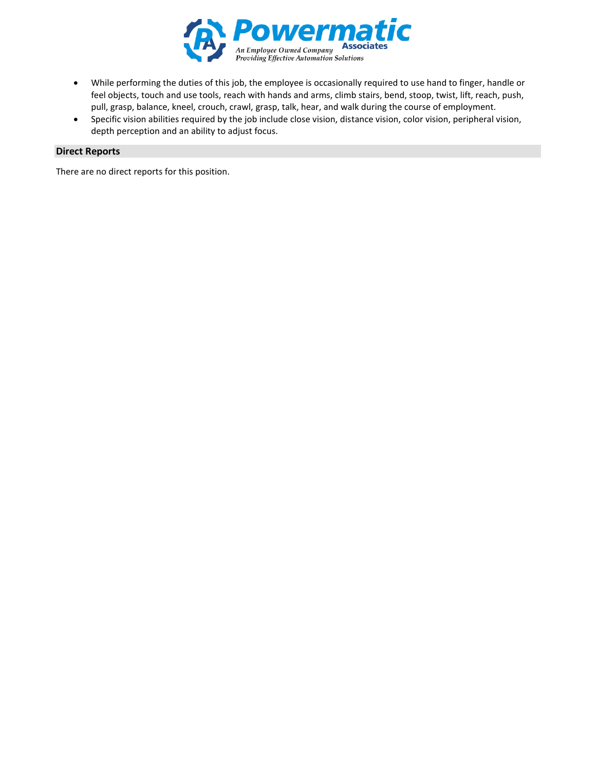- While performing the duties of this job, the employee is occasionally required to use hand to finger, handle or feel objects, touch and use tools, reach with hands and arms, climb stairs, bend, stoop, twist, lift, reach, push, pull, grasp, balance, kneel, crouch, crawl, grasp, talk, hear, and walk during the course of employment.
- Specific vision abilities required by the job include close vision, distance vision, color vision, peripheral vision, depth perception and an ability to adjust focus.

## Direct Reports

There are no direct reports for this position.